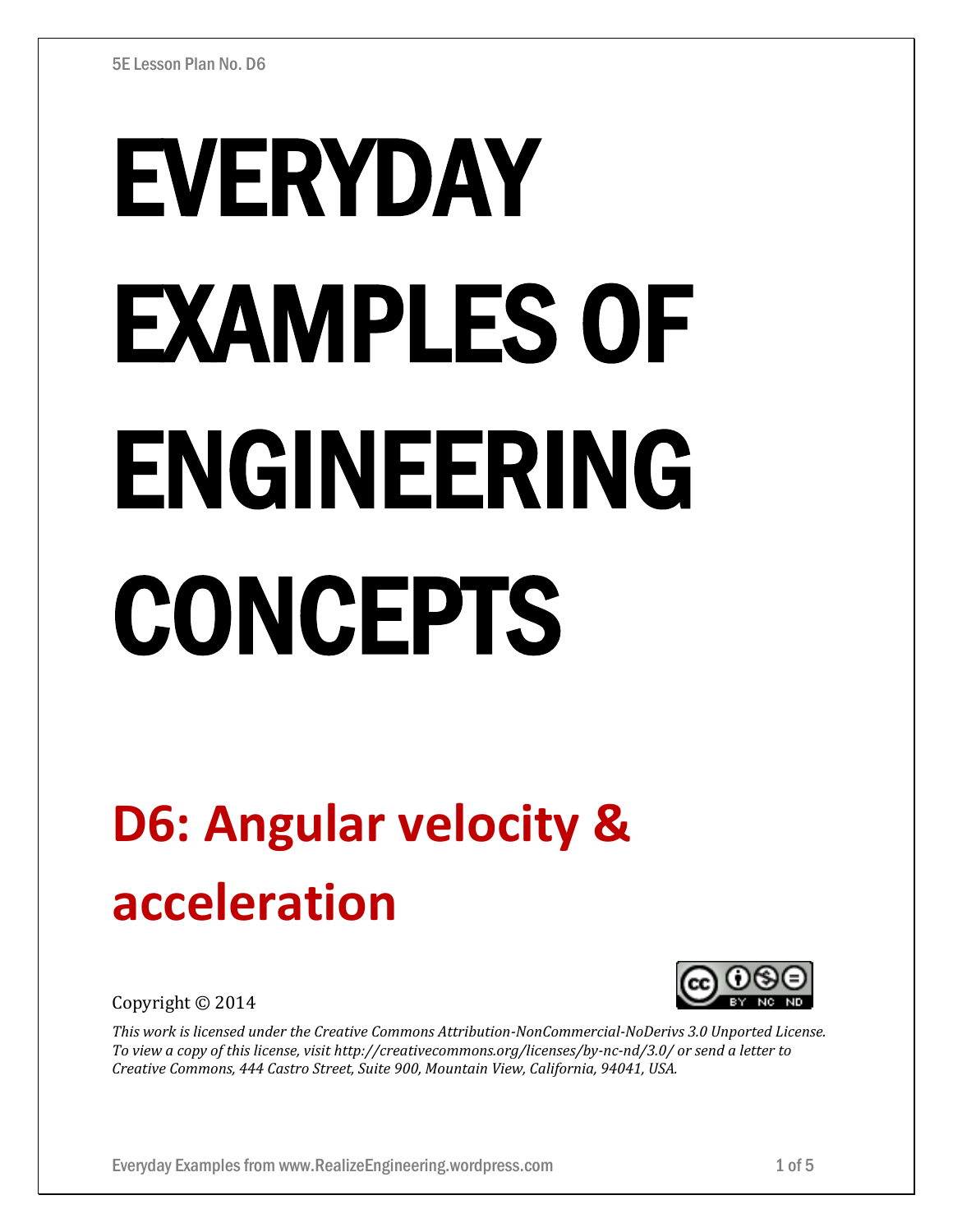# EVERYDAY EXAMPLES OF ENGINEERING CONCEPTS

## D6: Angular velocity & acceleration

Copyright © 2014

*This work is licensed under the Creative Commons Attribution-NonCommercial-NoDerivs 3.0 Unported License. To view a copy of this license, visit http://creativecommons.org/licenses/by-nc-nd/3.0/ or send a letter to Creative Commons, 444 Castro Street, Suite 900, Mountain View, California, 94041, USA.*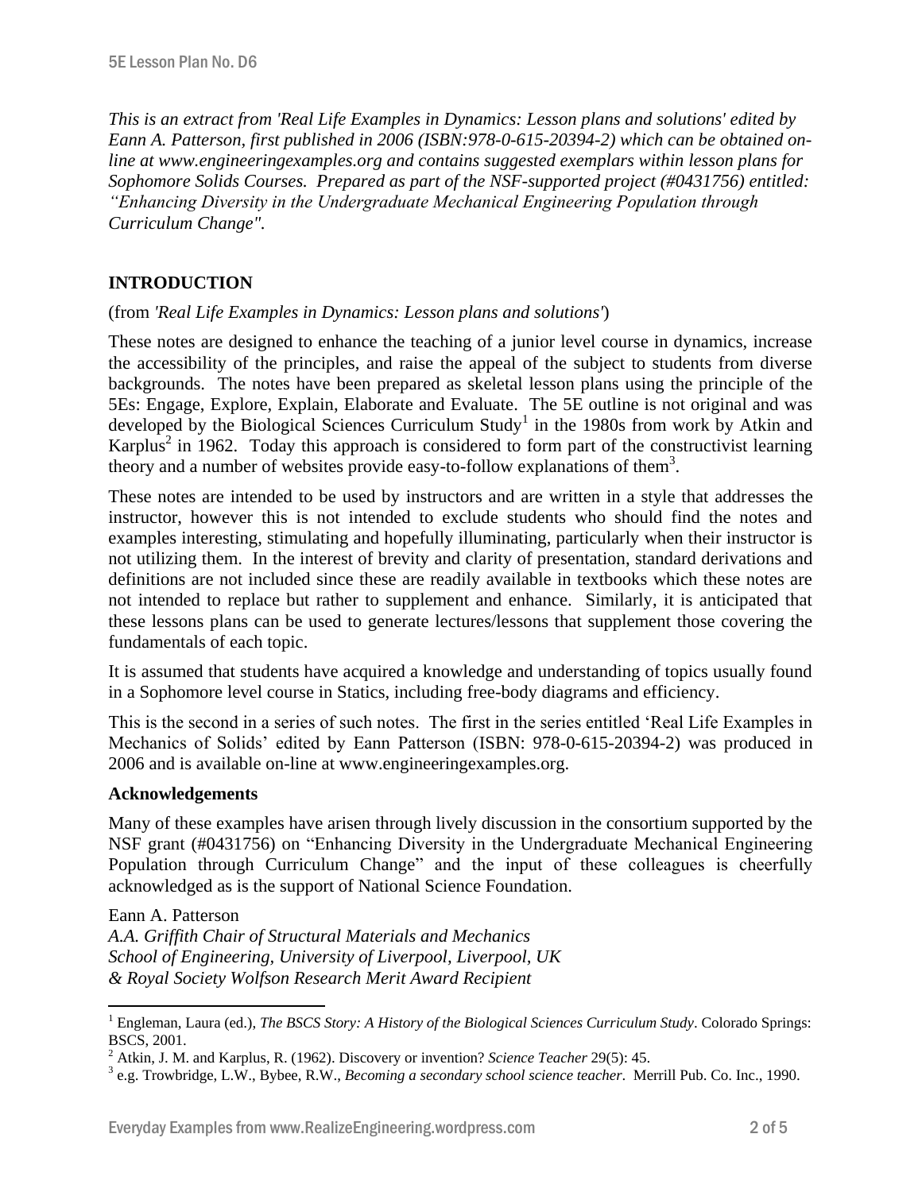*This is an extract from 'Real Life Examples in Dynamics: Lesson plans and solutions' edited by Eann A. Patterson, first published in 2006 (ISBN:978-0-615-20394-2) which can be obtained on-line at www.engineeringexamples.org and contains suggested exemplars within lesson plans for Sophomore Solids Courses. Prepared as part of the NSF-supported project (#0431756) entitled: "Enhancing Diversity in the Undergraduate Mechanical Engineering Population through Curriculum Change".*

## INTRODUCTION

(from *'Real Life Examples in Dynamics: Lesson plans and solutions'*)

These notes are designed to enhance the teaching of a junior level course in dynamics, increase the accessibility of the principles, and raise the appeal of the subject to students from diverse backgrounds. The notes have been prepared as skeletal lesson plans using the principle of the 5Es: Engage, Explore, Explain, Elaborate and Evaluate. The 5E outline is not original and was developed by the Biological Sciences Curriculum Study[1] in the 1980s from work by Atkin and Karplus[2] in 1962. Today this approach is considered to form part of the constructivist learning theory and a number of websites provide easy-to-follow explanations of them[3].

These notes are intended to be used by instructors and are written in a style that addresses the instructor, however this is not intended to exclude students who should find the notes and examples interesting, stimulating and hopefully illuminating, particularly when their instructor is not utilizing them. In the interest of brevity and clarity of presentation, standard derivations and definitions are not included since these are readily available in textbooks which these notes are not intended to replace but rather to supplement and enhance. Similarly, it is anticipated that these lessons plans can be used to generate lectures/lessons that supplement those covering the fundamentals of each topic.

It is assumed that students have acquired a knowledge and understanding of topics usually found in a Sophomore level course in Statics, including free-body diagrams and efficiency.

This is the second in a series of such notes. The first in the series entitled 'Real Life Examples in Mechanics of Solids' edited by Eann Patterson (ISBN: 978-0-615-20394-2) was produced in 2006 and is available on-line at www.engineeringexamples.org.

### Acknowledgements

Many of these examples have arisen through lively discussion in the consortium supported by the NSF grant (#0431756) on "Enhancing Diversity in the Undergraduate Mechanical Engineering Population through Curriculum Change" and the input of these colleagues is cheerfully acknowledged as is the support of National Science Foundation.

Eann A. Patterson
*A.A. Griffith Chair of Structural Materials and Mechanics*
*School of Engineering, University of Liverpool, Liverpool, UK*
*& Royal Society Wolfson Research Merit Award Recipient*

---

[1] Engleman, Laura (ed.), *The BSCS Story: A History of the Biological Sciences Curriculum Study*. Colorado Springs: BSCS, 2001.

[2] Atkin, J. M. and Karplus, R. (1962). Discovery or invention? *Science Teacher* 29(5): 45.

[3] e.g. Trowbridge, L.W., Bybee, R.W., *Becoming a secondary school science teacher*. Merrill Pub. Co. Inc., 1990.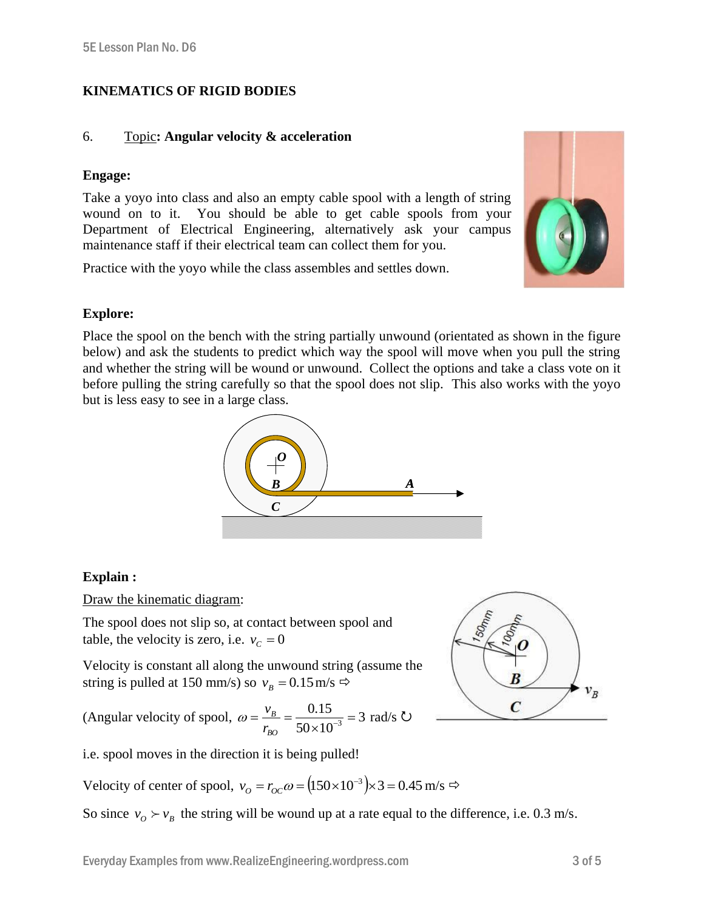**KINEMATICS OF RIGID BODIES**

6. Topic**: Angular velocity & acceleration**

**Engage:**

Take a yoyo into class and also an empty cable spool with a length of string wound on to it. You should be able to get cable spools from your Department of Electrical Engineering, alternatively ask your campus maintenance staff if their electrical team can collect them for you.

Practice with the yoyo while the class assembles and settles down.

**Explore:**

Place the spool on the bench with the string partially unwound (orientated as shown in the figure below) and ask the students to predict which way the spool will move when you pull the string and whether the string will be wound or unwound. Collect the options and take a class vote on it before pulling the string carefully so that the spool does not slip. This also works with the yoyo but is less easy to see in a large class.

O

B

A

C

**Explain :**

Draw the kinematic diagram:

150mm

100mm

O

B

$v_B$

C

The spool does not slip so, at contact between spool and table, the velocity is zero, i.e. $v_C = 0$

Velocity is constant all along the unwound string (assume the string is pulled at 150 mm/s) so $v_B = 0.15\,\text{m/s}$ ⇨

(Angular velocity of spool, $\omega = \dfrac{v_B}{r_{BO}} = \dfrac{0.15}{50 \times 10^{-3}} = 3$ rad/s ↻

i.e. spool moves in the direction it is being pulled!

Velocity of center of spool, $v_O = r_{OC}\omega = \left(150 \times 10^{-3}\right) \times 3 = 0.45\,\text{m/s}$ ⇨

So since $v_O \succ v_B$ the string will be wound up at a rate equal to the difference, i.e. 0.3 m/s.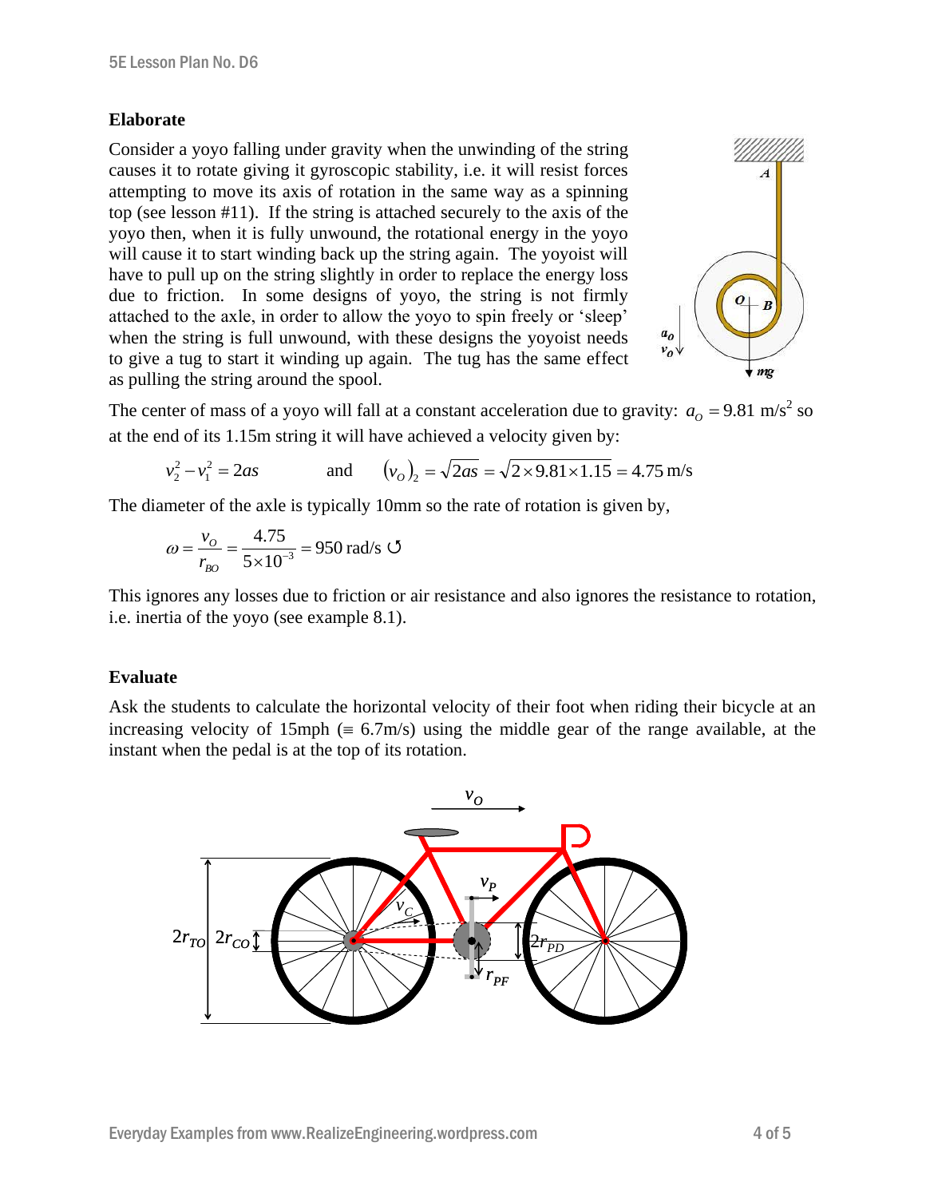## Elaborate

Consider a yoyo falling under gravity when the unwinding of the string causes it to rotate giving it gyroscopic stability, i.e. it will resist forces attempting to move its axis of rotation in the same way as a spinning top (see lesson #11). If the string is attached securely to the axis of the yoyo then, when it is fully unwound, the rotational energy in the yoyo will cause it to start winding back up the string again. The yoyoist will have to pull up on the string slightly in order to replace the energy loss due to friction. In some designs of yoyo, the string is not firmly attached to the axle, in order to allow the yoyo to spin freely or 'sleep' when the string is full unwound, with these designs the yoyoist needs to give a tug to start it winding up again. The tug has the same effect as pulling the string around the spool.

A

O B

$a_O$

$v_O$

$mg$

The center of mass of a yoyo will fall at a constant acceleration due to gravity: $a_O = 9.81 \text{ m/s}^2$ so at the end of its 1.15m string it will have achieved a velocity given by:

$$v_2^2 - v_1^2 = 2as \qquad \text{and} \qquad (v_O)_2 = \sqrt{2as} = \sqrt{2 \times 9.81 \times 1.15} = 4.75 \text{ m/s}$$

The diameter of the axle is typically 10mm so the rate of rotation is given by,

$$\omega = \frac{v_O}{r_{BO}} = \frac{4.75}{5 \times 10^{-3}} = 950 \text{ rad/s} \circlearrowleft$$

This ignores any losses due to friction or air resistance and also ignores the resistance to rotation, i.e. inertia of the yoyo (see example 8.1).

## Evaluate

Ask the students to calculate the horizontal velocity of their foot when riding their bicycle at an increasing velocity of 15mph (≡ 6.7m/s) using the middle gear of the range available, at the instant when the pedal is at the top of its rotation.

$v_O$

$v_P$

$v_C$

$2r_{TO}$ $2r_{CO}$

$2r_{PD}$

$r_{PF}$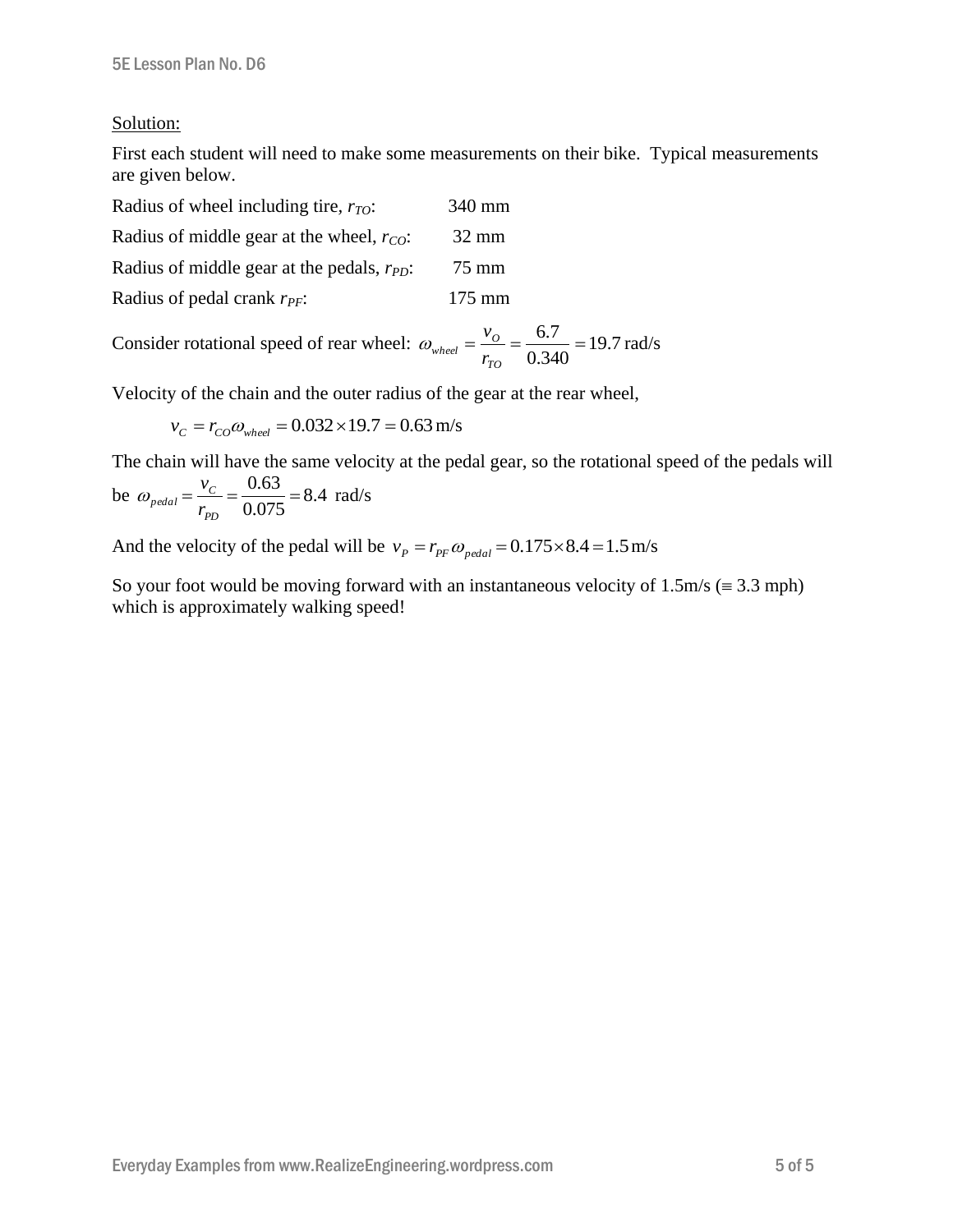<u>Solution:</u>

First each student will need to make some measurements on their bike. Typical measurements are given below.

| | |
|---|---|
| Radius of wheel including tire, $r_{TO}$: | 340 mm |
| Radius of middle gear at the wheel, $r_{CO}$: | 32 mm |
| Radius of middle gear at the pedals, $r_{PD}$: | 75 mm |
| Radius of pedal crank $r_{PF}$: | 175 mm |

Consider rotational speed of rear wheel: $\omega_{wheel} = \dfrac{v_O}{r_{TO}} = \dfrac{6.7}{0.340} = 19.7\ \text{rad/s}$

Velocity of the chain and the outer radius of the gear at the rear wheel,

$$v_C = r_{CO}\omega_{wheel} = 0.032 \times 19.7 = 0.63\ \text{m/s}$$

The chain will have the same velocity at the pedal gear, so the rotational speed of the pedals will be $\omega_{pedal} = \dfrac{v_C}{r_{PD}} = \dfrac{0.63}{0.075} = 8.4\ \text{rad/s}$

And the velocity of the pedal will be $v_P = r_{PF}\,\omega_{pedal} = 0.175 \times 8.4 = 1.5\ \text{m/s}$

So your foot would be moving forward with an instantaneous velocity of 1.5m/s ($\equiv$ 3.3 mph) which is approximately walking speed!